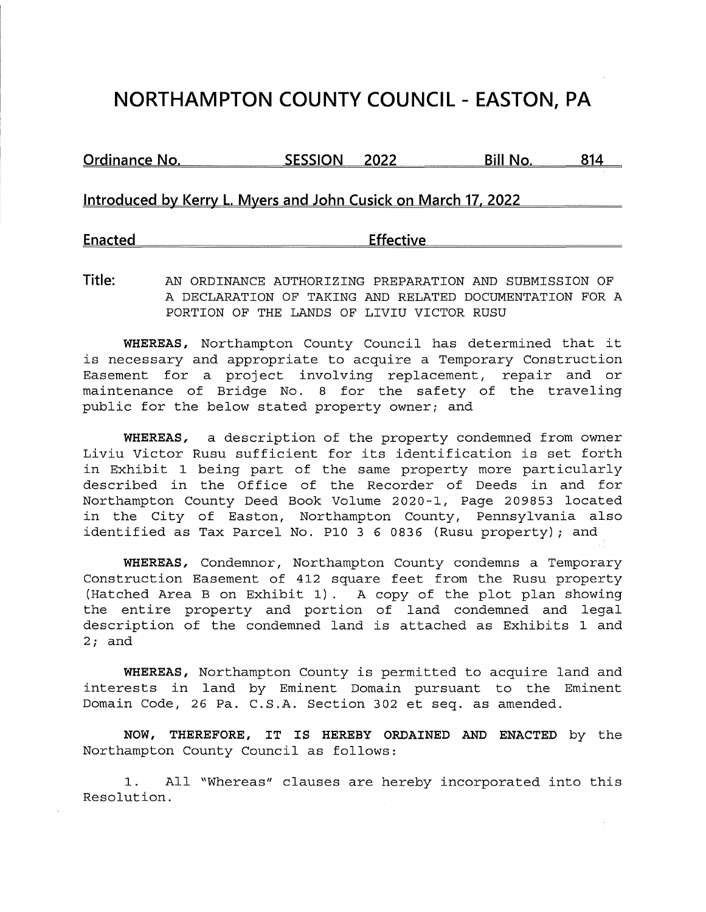# NORTHAMPTON COUNTY COUNCIL - EASTON, PA

**Ordinance No.** **SESSION 2022** **Bill No. 814**

**Introduced by Kerry L. Myers and John Cusick on March 17, 2022**

**Enacted** **Effective**

**Title:** AN ORDINANCE AUTHORIZING PREPARATION AND SUBMISSION OF A DECLARATION OF TAKING AND RELATED DOCUMENTATION FOR A PORTION OF THE LANDS OF LIVIU VICTOR RUSU

**WHEREAS,** Northampton County Council has determined that it is necessary and appropriate to acquire a Temporary Construction Easement for a project involving replacement, repair and or maintenance of Bridge No. 8 for the safety of the traveling public for the below stated property owner; and

**WHEREAS,** a description of the property condemned from owner Liviu Victor Rusu sufficient for its identification is set forth in Exhibit 1 being part of the same property more particularly described in the Office of the Recorder of Deeds in and for Northampton County Deed Book Volume 2020-1, Page 209853 located in the City of Easton, Northampton County, Pennsylvania also identified as Tax Parcel No. P10 3 6 0836 (Rusu property); and

**WHEREAS,** Condemnor, Northampton County condemns a Temporary Construction Easement of 412 square feet from the Rusu property (Hatched Area B on Exhibit 1). A copy of the plot plan showing the entire property and portion of land condemned and legal description of the condemned land is attached as Exhibits 1 and 2; and

**WHEREAS,** Northampton County is permitted to acquire land and interests in land by Eminent Domain pursuant to the Eminent Domain Code, 26 Pa. C.S.A. Section 302 et seq. as amended.

**NOW, THEREFORE, IT IS HEREBY ORDAINED AND ENACTED** by the Northampton County Council as follows:

1. All "Whereas" clauses are hereby incorporated into this Resolution.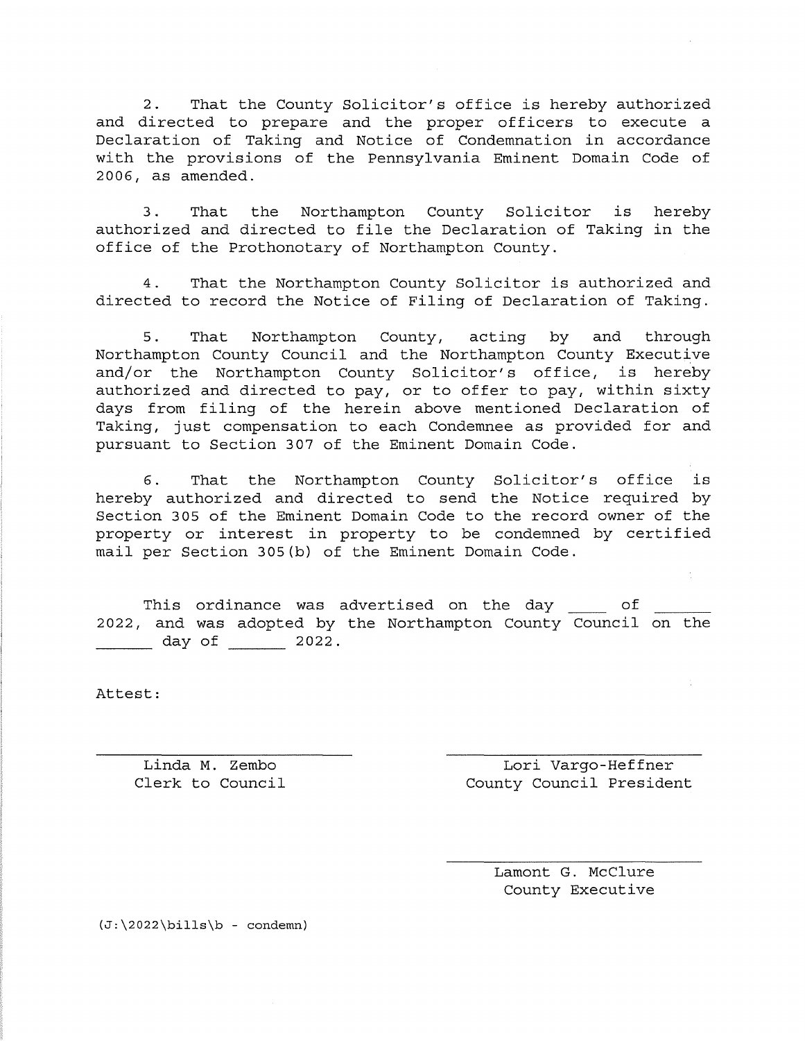2. That the County Solicitor's office is hereby authorized and directed to prepare and the proper officers to execute a Declaration of Taking and Notice of Condemnation in accordance with the provisions of the Pennsylvania Eminent Domain Code of 2006, as amended.

3. That the Northampton County Solicitor is hereby authorized and directed to file the Declaration of Taking in the office of the Prothonotary of Northampton County.

4. That the Northampton County Solicitor is authorized and directed to record the Notice of Filing of Declaration of Taking.

5. That Northampton County, acting by and through Northampton County Council and the Northampton County Executive and/or the Northampton County Solicitor's office, is hereby authorized and directed to pay, or to offer to pay, within sixty days from filing of the herein above mentioned Declaration of Taking, just compensation to each Condemnee as provided for and pursuant to Section 307 of the Eminent Domain Code.

6. That the Northampton County Solicitor's office is hereby authorized and directed to send the Notice required by Section 305 of the Eminent Domain Code to the record owner of the property or interest in property to be condemned by certified mail per Section 305(b) of the Eminent Domain Code.

This ordinance was advertised on the day ____ of ______ 2022, and was adopted by the Northampton County Council on the ______ day of ______ 2022.

Attest:

_________________________
Linda M. Zembo
Clerk to Council

_________________________
Lori Vargo-Heffner
County Council President

_________________________
Lamont G. McClure
County Executive

(J:\2022\bills\b - condemn)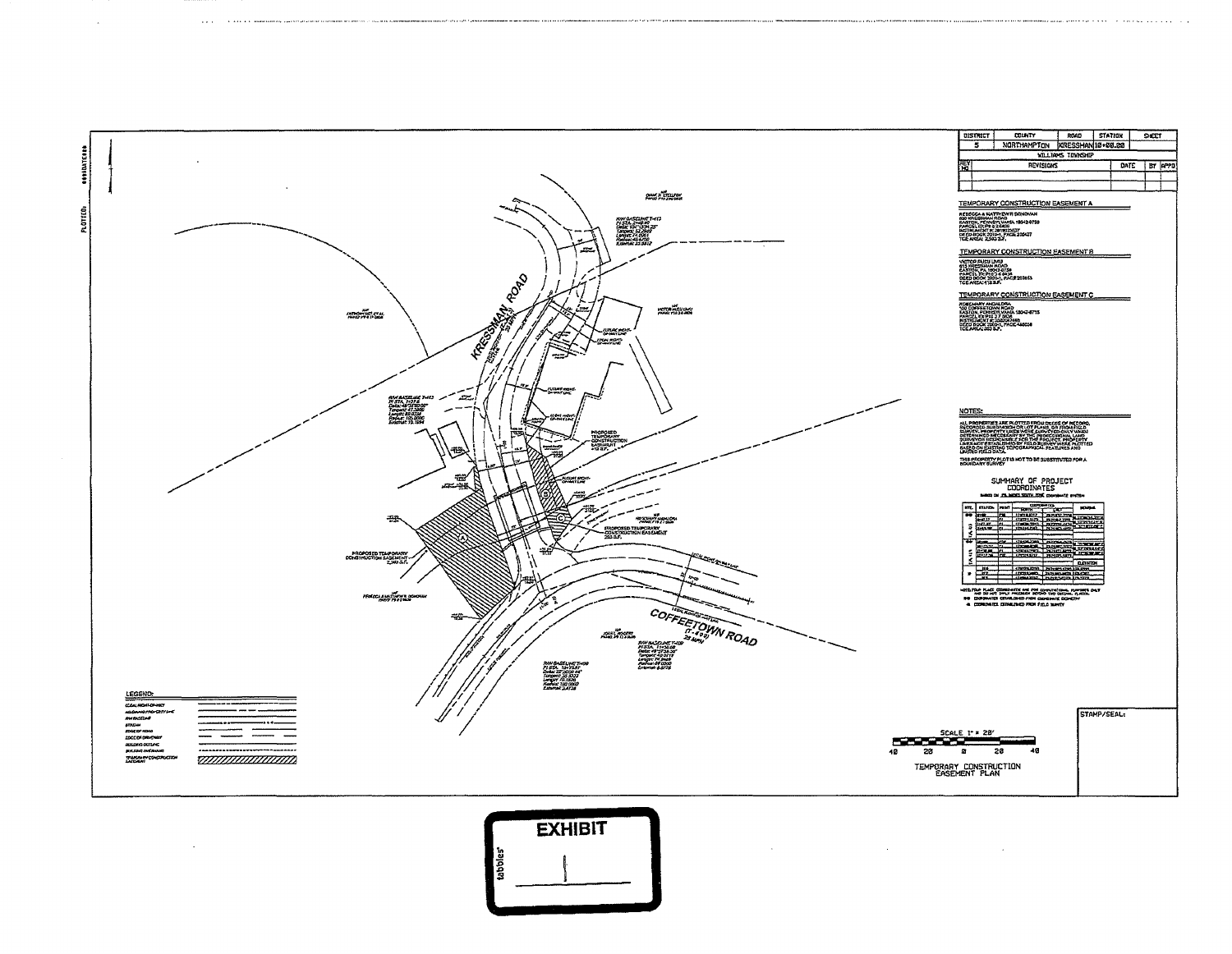| DISTRICT | COUNTY | ROAD | STATION | SHEET |
|---|---|---|---|---|
| 5 | NORTHAMPTON | KRESSMAN | 10+00.00 | |
| WILLIAMS TOWNSHIP | | | | |

| REV NO | REVISIONS | DATE | BY | APPD |
|---|---|---|---|---|
| | | | | |

## TEMPORARY CONSTRUCTION EASEMENT A

REBECCA & MATTHEW R. DONOVAN
600 KRESSMAN ROAD
EASTON, PENNSYLVANIA 18042-8759
TCE AREA: 2,340 S.F.

## TEMPORARY CONSTRUCTION EASEMENT B

VICTOR HUGO LIVIO
615 KRESSMAN ROAD
EASTON, PA 18042
TCE AREA: 412 S.F.

## TEMPORARY CONSTRUCTION EASEMENT C

ROSEMARY ANGALORA
100 COFFEETOWN ROAD
EASTON, PENNSYLVANIA 18042-8735
TCE AREA: 260 S.F.

## NOTES:

ALL PROPERTIES ARE PLOTTED FROM DEEDS OF RECORD, RECORDED SUBDIVISION OR LOT PLANS, OR FROM FIELD SURVEY. PROPERTY LINES WERE SURVEYED ONLY WHEN DETERMINED NECESSARY BY THE PROFESSIONAL LAND SURVEYOR RESPONSIBLE FOR THE PROJECT. PROPERTY LINES NOT ESTABLISHED BY FIELD SURVEY WERE PLOTTED BASED ON EXISTING TOPOGRAPHICAL FEATURES AND LIMITED FIELD DATA.

THIS PROPERTY PLOT IS NOT TO BE SUBSTITUTED FOR A BOUNDARY SURVEY.

### SUMMARY OF PROJECT COORDINATES

KRESSMAN ROAD

COFFEETOWN ROAD (T-499) 25 MPH

PROPOSED TEMPORARY CONSTRUCTION EASEMENT 2,340 S.F.

PROPOSED TEMPORARY CONSTRUCTION EASEMENT 412 S.F.

PROPOSED TEMPORARY CONSTRUCTION EASEMENT 260 S.F.

LEGEND:

SCALE 1" = 20'

40 20 0 20 40

TEMPORARY CONSTRUCTION EASEMENT PLAN

STAMP/SEAL:

EXHIBIT

1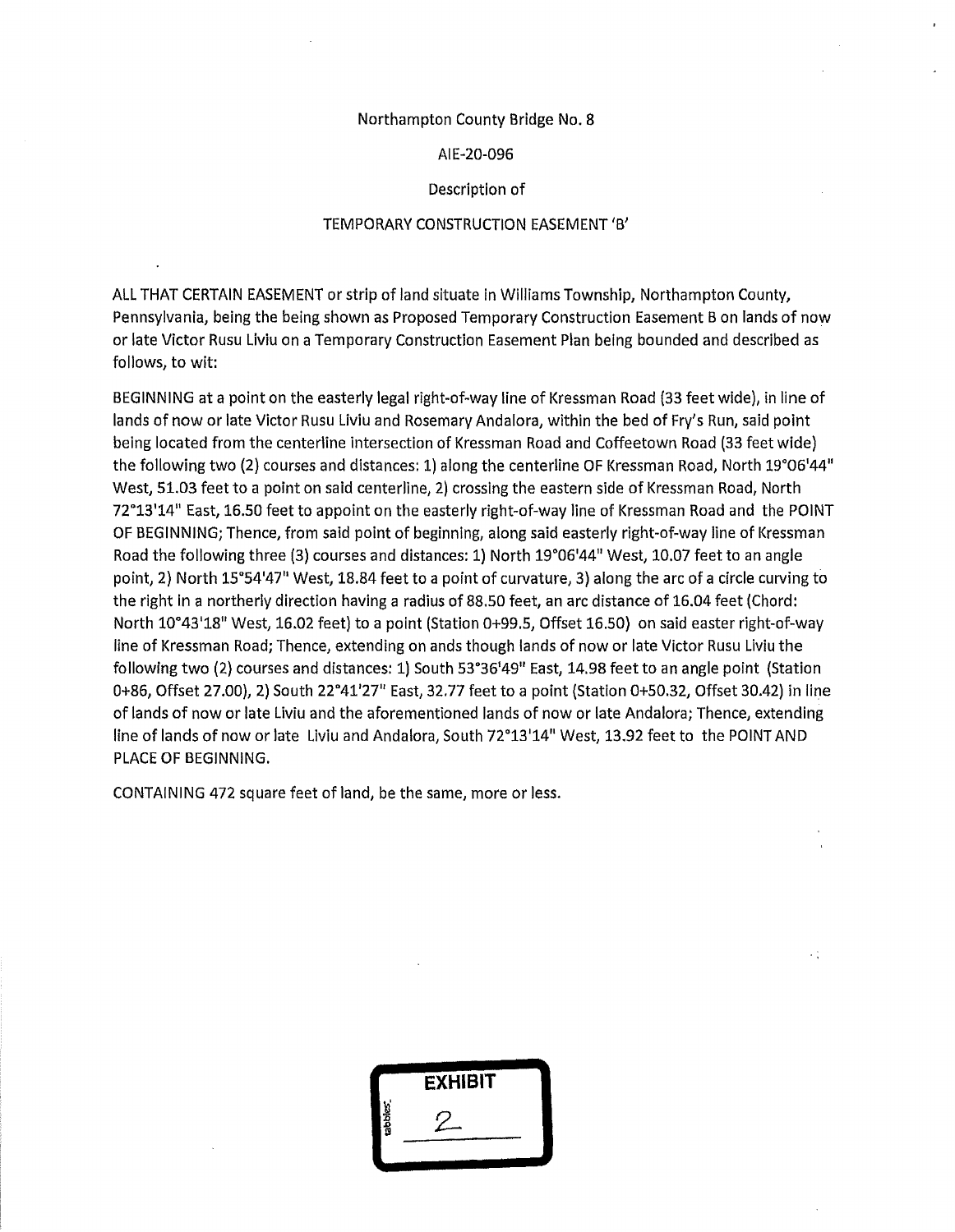Northampton County Bridge No. 8

AIE-20-096

Description of

TEMPORARY CONSTRUCTION EASEMENT 'B'

ALL THAT CERTAIN EASEMENT or strip of land situate in Williams Township, Northampton County, Pennsylvania, being the being shown as Proposed Temporary Construction Easement B on lands of now or late Victor Rusu Liviu on a Temporary Construction Easement Plan being bounded and described as follows, to wit:

BEGINNING at a point on the easterly legal right-of-way line of Kressman Road (33 feet wide), in line of lands of now or late Victor Rusu Liviu and Rosemary Andalora, within the bed of Fry's Run, said point being located from the centerline intersection of Kressman Road and Coffeetown Road (33 feet wide) the following two (2) courses and distances: 1) along the centerline OF Kressman Road, North 19°06'44" West, 51.03 feet to a point on said centerline, 2) crossing the eastern side of Kressman Road, North 72°13'14" East, 16.50 feet to appoint on the easterly right-of-way line of Kressman Road and the POINT OF BEGINNING; Thence, from said point of beginning, along said easterly right-of-way line of Kressman Road the following three (3) courses and distances: 1) North 19°06'44" West, 10.07 feet to an angle point, 2) North 15°54'47" West, 18.84 feet to a point of curvature, 3) along the arc of a circle curving to the right in a northerly direction having a radius of 88.50 feet, an arc distance of 16.04 feet (Chord: North 10°43'18" West, 16.02 feet) to a point (Station 0+99.5, Offset 16.50) on said easter right-of-way line of Kressman Road; Thence, extending on ands though lands of now or late Victor Rusu Liviu the following two (2) courses and distances: 1) South 53°36'49" East, 14.98 feet to an angle point (Station 0+86, Offset 27.00), 2) South 22°41'27" East, 32.77 feet to a point (Station 0+50.32, Offset 30.42) in line of lands of now or late Liviu and the aforementioned lands of now or late Andalora; Thence, extending line of lands of now or late Liviu and Andalora, South 72°13'14" West, 13.92 feet to the POINT AND PLACE OF BEGINNING.

CONTAINING 472 square feet of land, be the same, more or less.

EXHIBIT

2